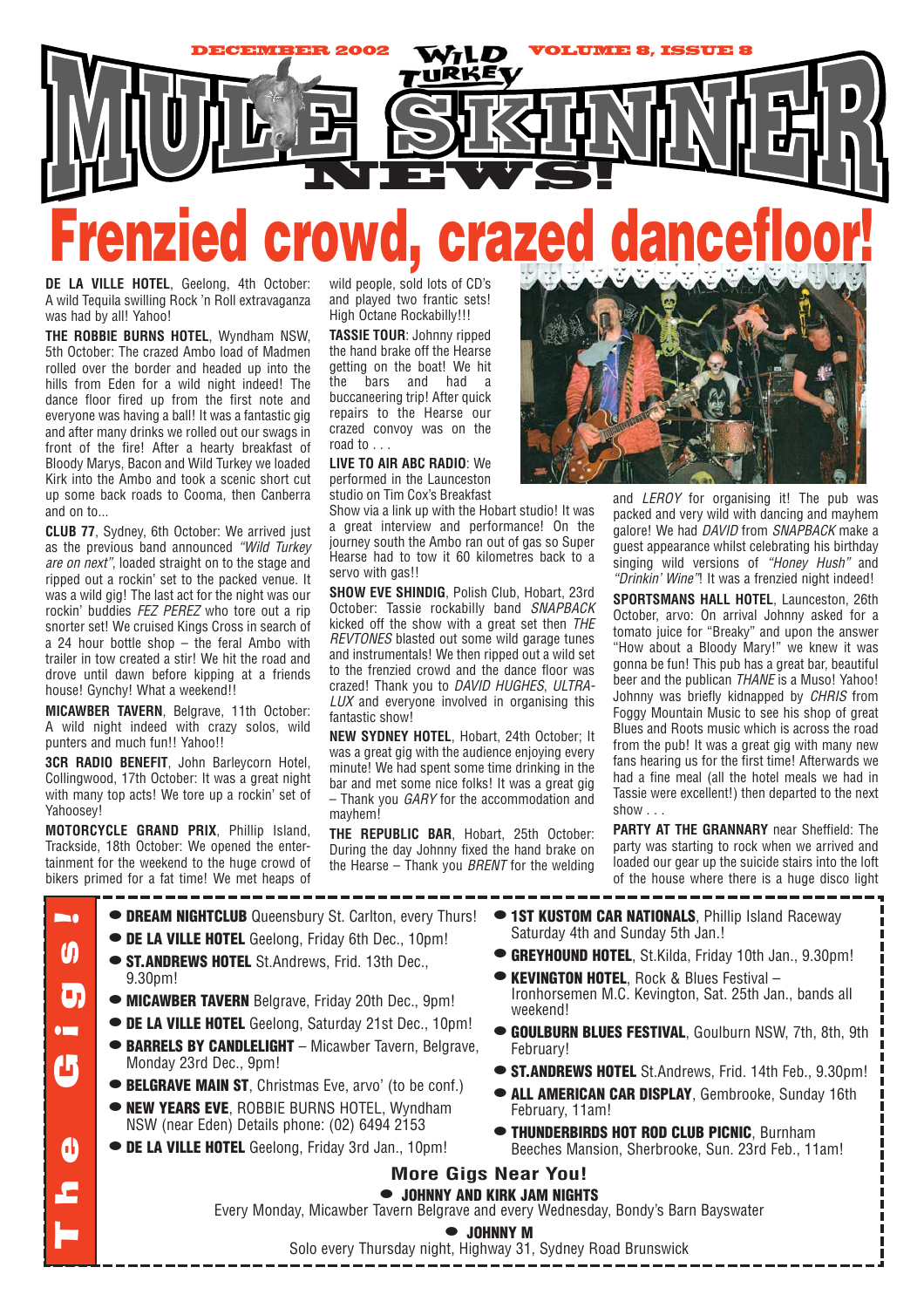DECEMBER 2002 · WILD TURKEY · VOLUME 8, ISSUE 8

# MULE SKINNER NEWS!

# Frenzied crowd, crazed dancefloor!

**DE LA VILLE HOTEL**, Geelong, 4th October: A wild Tequila swilling Rock 'n Roll extravaganza was had by all! Yahoo!

**THE ROBBIE BURNS HOTEL**, Wyndham NSW, 5th October: The crazed Ambo load of Madmen rolled over the border and headed up into the hills from Eden for a wild night indeed! The dance floor fired up from the first note and everyone was having a ball! It was a fantastic gig and after many drinks we rolled out our swags in front of the fire! After a hearty breakfast of Bloody Marys, Bacon and Wild Turkey we loaded Kirk into the Ambo and took a scenic short cut up some back roads to Cooma, then Canberra and on to...

**CLUB 77**, Sydney, 6th October: We arrived just as the previous band announced *"Wild Turkey are on next"*, loaded straight on to the stage and ripped out a rockin' set to the packed venue. It was a wild gig! The last act for the night was our rockin' buddies *FEZ PEREZ* who tore out a rip snorter set! We cruised Kings Cross in search of a 24 hour bottle shop – the feral Ambo with trailer in tow created a stir! We hit the road and drove until dawn before kipping at a friends house! Gynchy! What a weekend!!

**MICAWBER TAVERN**, Belgrave, 11th October: A wild night indeed with crazy solos, wild punters and much fun!! Yahoo!!

**3CR RADIO BENEFIT**, John Barleycorn Hotel, Collingwood, 17th October: It was a great night with many top acts! We tore up a rockin' set of Yahoosey!

**MOTORCYCLE GRAND PRIX**, Phillip Island, Trackside, 18th October: We opened the entertainment for the weekend to the huge crowd of bikers primed for a fat time! We met heaps of wild people, sold lots of CD's and played two frantic sets! High Octane Rockabilly!!!

**TASSIE TOUR**: Johnny ripped the hand brake off the Hearse getting on the boat! We hit the bars and had a buccaneering trip! After quick repairs to the Hearse our crazed convoy was on the road to . . .

**LIVE TO AIR ABC RADIO**: We performed in the Launceston studio on Tim Cox's Breakfast Show via a link up with the Hobart studio! It was a great interview and performance! On the journey south the Ambo ran out of gas so Super Hearse had to tow it 60 kilometres back to a servo with gas!!

**SHOW EVE SHINDIG**, Polish Club, Hobart, 23rd October: Tassie rockabilly band *SNAPBACK* kicked off the show with a great set then *THE REVTONES* blasted out some wild garage tunes and instrumentals! We then ripped out a wild set to the frenzied crowd and the dance floor was crazed! Thank you to *DAVID HUGHES*, *ULTRA-LUX* and everyone involved in organising this fantastic show!

**NEW SYDNEY HOTEL**, Hobart, 24th October; It was a great gig with the audience enjoying every minute! We had spent some time drinking in the bar and met some nice folks! It was a great gig – Thank you *GARY* for the accommodation and mayhem!

**THE REPUBLIC BAR**, Hobart, 25th October: During the day Johnny fixed the hand brake on the Hearse – Thank you *BRENT* for the welding and *LEROY* for organising it! The pub was packed and very wild with dancing and mayhem galore! We had *DAVID* from *SNAPBACK* make a guest appearance whilst celebrating his birthday singing wild versions of *"Honey Hush"* and *"Drinkin' Wine"*! It was a frenzied night indeed!

**SPORTSMANS HALL HOTEL**, Launceston, 26th October, arvo: On arrival Johnny asked for a tomato juice for "Breaky" and upon the answer "How about a Bloody Mary!" we knew it was gonna be fun! This pub has a great bar, beautiful beer and the publican *THANE* is a Muso! Yahoo! Johnny was briefly kidnapped by *CHRIS* from Foggy Mountain Music to see his shop of great Blues and Roots music which is across the road from the pub! It was a great gig with many new fans hearing us for the first time! Afterwards we had a fine meal (all the hotel meals we had in Tassie were excellent!) then departed to the next show . . .

**PARTY AT THE GRANNARY** near Sheffield: The party was starting to rock when we arrived and loaded our gear up the suicide stairs into the loft of the house where there is a huge disco light

## The Gigs!

- **DREAM NIGHTCLUB** Queensbury St. Carlton, every Thurs!
- **DE LA VILLE HOTEL** Geelong, Friday 6th Dec., 10pm!
- **ST.ANDREWS HOTEL** St.Andrews, Frid. 13th Dec., 9.30pm!
- **MICAWBER TAVERN** Belgrave, Friday 20th Dec., 9pm!
- **DE LA VILLE HOTEL** Geelong, Saturday 21st Dec., 10pm!
- **BARRELS BY CANDLELIGHT** – Micawber Tavern, Belgrave, Monday 23rd Dec., 9pm!
- **BELGRAVE MAIN ST**, Christmas Eve, arvo' (to be conf.)
- **NEW YEARS EVE**, ROBBIE BURNS HOTEL, Wyndham NSW (near Eden) Details phone: (02) 6494 2153
- **DE LA VILLE HOTEL** Geelong, Friday 3rd Jan., 10pm!
- **1ST KUSTOM CAR NATIONALS**, Phillip Island Raceway Saturday 4th and Sunday 5th Jan.!
- **GREYHOUND HOTEL**, St.Kilda, Friday 10th Jan., 9.30pm!
- **KEVINGTON HOTEL**, Rock & Blues Festival – Ironhorsemen M.C. Kevington, Sat. 25th Jan., bands all weekend!
- **GOULBURN BLUES FESTIVAL**, Goulburn NSW, 7th, 8th, 9th February!
- **ST.ANDREWS HOTEL** St.Andrews, Frid. 14th Feb., 9.30pm!
- **ALL AMERICAN CAR DISPLAY**, Gembrooke, Sunday 16th February, 11am!
- **THUNDERBIRDS HOT ROD CLUB PICNIC**, Burnham Beeches Mansion, Sherbrooke, Sun. 23rd Feb., 11am!

### More Gigs Near You!

- **JOHNNY AND KIRK JAM NIGHTS**
  Every Monday, Micawber Tavern Belgrave and every Wednesday, Bondy's Barn Bayswater
- **JOHNNY M**
  Solo every Thursday night, Highway 31, Sydney Road Brunswick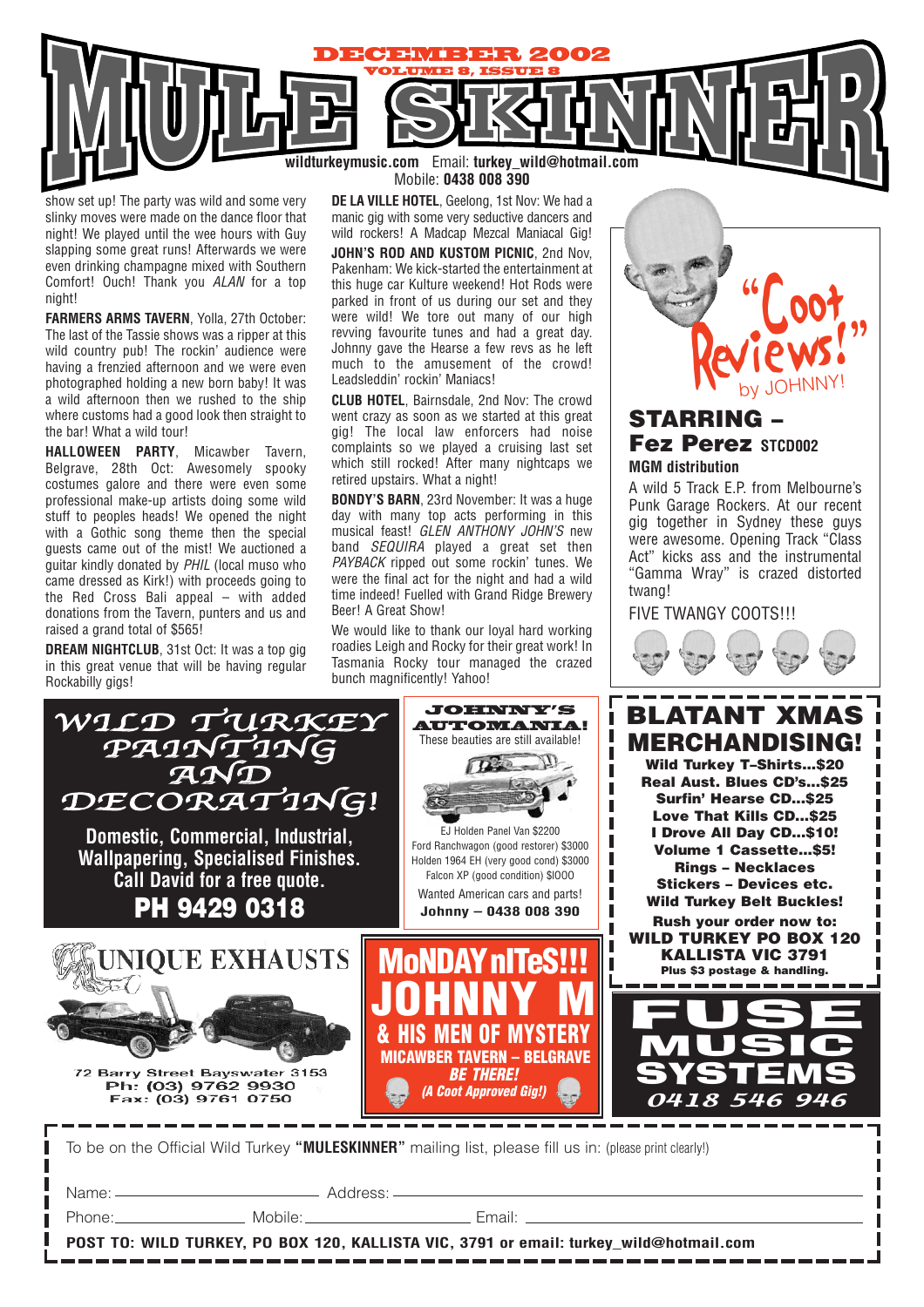# MULE SKINNER

**DECEMBER 2002**
**VOLUME 8, ISSUE 8**

**wildturkeymusic.com** Email: **turkey_wild@hotmail.com**
Mobile: **0438 008 390**

show set up! The party was wild and some very slinky moves were made on the dance floor that night! We played until the wee hours with Guy slapping some great runs! Afterwards we were even drinking champagne mixed with Southern Comfort! Ouch! Thank you *ALAN* for a top night!

**FARMERS ARMS TAVERN**, Yolla, 27th October: The last of the Tassie shows was a ripper at this wild country pub! The rockin' audience were having a frenzied afternoon and we were even photographed holding a new born baby! It was a wild afternoon then we rushed to the ship where customs had a good look then straight to the bar! What a wild tour!

**HALLOWEEN PARTY**, Micawber Tavern, Belgrave, 28th Oct: Awesomely spooky costumes galore and there were even some professional make-up artists doing some wild stuff to peoples heads! We opened the night with a Gothic song theme then the special guests came out of the mist! We auctioned a guitar kindly donated by *PHIL* (local muso who came dressed as Kirk!) with proceeds going to the Red Cross Bali appeal – with added donations from the Tavern, punters and us and raised a grand total of $565!

**DREAM NIGHTCLUB**, 31st Oct: It was a top gig in this great venue that will be having regular Rockabilly gigs!

**DE LA VILLE HOTEL**, Geelong, 1st Nov: We had a manic gig with some very seductive dancers and wild rockers! A Madcap Mezcal Maniacal Gig!

**JOHN'S ROD AND KUSTOM PICNIC**, 2nd Nov, Pakenham: We kick-started the entertainment at this huge car Kulture weekend! Hot Rods were parked in front of us during our set and they were wild! We tore out many of our high revving favourite tunes and had a great day. Johnny gave the Hearse a few revs as he left much to the amusement of the crowd! Leadsleddin' rockin' Maniacs!

**CLUB HOTEL**, Bairnsdale, 2nd Nov: The crowd went crazy as soon as we started at this great gig! The local law enforcers had noise complaints so we played a cruising last set which still rocked! After many nightcaps we retired upstairs. What a night!

**BONDY'S BARN**, 23rd November: It was a huge day with many top acts performing in this musical feast! *GLEN ANTHONY JOHN'S* new band *SEQUIRA* played a great set then *PAYBACK* ripped out some rockin' tunes. We were the final act for the night and had a wild time indeed! Fuelled with Grand Ridge Brewery Beer! A Great Show!

We would like to thank our loyal hard working roadies Leigh and Rocky for their great work! In Tasmania Rocky tour managed the crazed bunch magnificently! Yahoo!

## "Coot Reviews!" by JOHNNY!

### STARRING – Fez Perez STCD002

**MGM distribution**

A wild 5 Track E.P. from Melbourne's Punk Garage Rockers. At our recent gig together in Sydney these guys were awesome. Opening Track "Class Act" kicks ass and the instrumental "Gamma Wray" is crazed distorted twang!

FIVE TWANGY COOTS!!!

## WILD TURKEY PAINTING AND DECORATING!

**Domestic, Commercial, Industrial, Wallpapering, Specialised Finishes. Call David for a free quote.**

**PH 9429 0318**

## JOHNNY'S AUTOMANIA!

These beauties are still available!

EJ Holden Panel Van $2200
Ford Ranchwagon (good restorer) $3000
Holden 1964 EH (very good cond) $3000
Falcon XP (good condition) $1000

Wanted American cars and parts!
**Johnny – 0438 008 390**

## BLATANT XMAS MERCHANDISING!

**Wild Turkey T–Shirts...$20**
**Real Aust. Blues CD's...$25**
**Surfin' Hearse CD...$25**
**Love That Kills CD...$25**
**I Drove All Day CD...$10!**
**Volume 1 Cassette...$5!**
**Rings – Necklaces**
**Stickers – Devices etc.**
**Wild Turkey Belt Buckles!**

**Rush your order now to:**
**WILD TURKEY PO BOX 120 KALLISTA VIC 3791**
**Plus $3 postage & handling.**

## UNIQUE EXHAUSTS

72 Barry Street Bayswater 3153
Ph: (03) 9762 9930
Fax: (03) 9761 0750

## MoNDAY nITeS!!! JOHNNY M & HIS MEN OF MYSTERY

**MICAWBER TAVERN – BELGRAVE**
***BE THERE!***
***(A Coot Approved Gig!)***

## FUSE MUSIC SYSTEMS

**0418 546 946**

---

To be on the Official Wild Turkey **"MULESKINNER"** mailing list, please fill us in: (please print clearly!)

Name: ____________ Address: ____________

Phone: ____________ Mobile: ____________ Email: ____________

**POST TO: WILD TURKEY, PO BOX 120, KALLISTA VIC, 3791 or email: turkey_wild@hotmail.com**